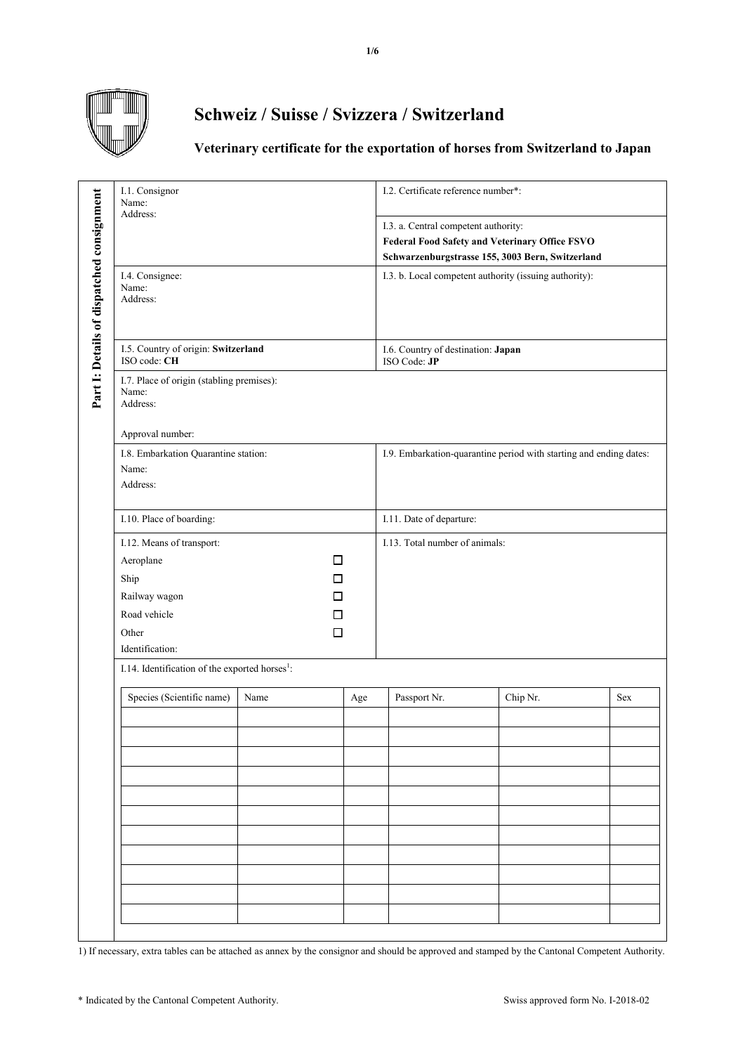# Schweiz / Suisse / Svizzera / Switzerland

## Veterinary certificate for the exportation of horses from Switzerland to Japan

**Part I: Details of dispatched consignment**

| | |
|---|---|
| I.1. Consignor<br>Name:<br>Address: | I.2. Certificate reference number*:<br><br>I.3. a. Central competent authority:<br>**Federal Food Safety and Veterinary Office FSVO**<br>**Schwarzenburgstrasse 155, 3003 Bern, Switzerland** |
| I.4. Consignee:<br>Name:<br>Address: | I.3. b. Local competent authority (issuing authority): |
| I.5. Country of origin: **Switzerland**<br>ISO code: **CH** | I.6. Country of destination: **Japan**<br>ISO Code: **JP** |
| I.7. Place of origin (stabling premises):<br>Name:<br>Address:<br><br>Approval number: | |
| I.8. Embarkation Quarantine station:<br>Name:<br>Address: | I.9. Embarkation-quarantine period with starting and ending dates: |
| I.10. Place of boarding: | I.11. Date of departure: |
| I.12. Means of transport:<br>Aeroplane ☐<br>Ship ☐<br>Railway wagon ☐<br>Road vehicle ☐<br>Other ☐<br>Identification: | I.13. Total number of animals: |

I.14. Identification of the exported horses[1]:

| Species (Scientific name) | Name | Age | Passport Nr. | Chip Nr. | Sex |
|---|---|---|---|---|---|
| | | | | | |
| | | | | | |
| | | | | | |
| | | | | | |
| | | | | | |
| | | | | | |
| | | | | | |
| | | | | | |
| | | | | | |
| | | | | | |
| | | | | | |

1) If necessary, extra tables can be attached as annex by the consignor and should be approved and stamped by the Cantonal Competent Authority.

\* Indicated by the Cantonal Competent Authority.

Swiss approved form No. I-2018-02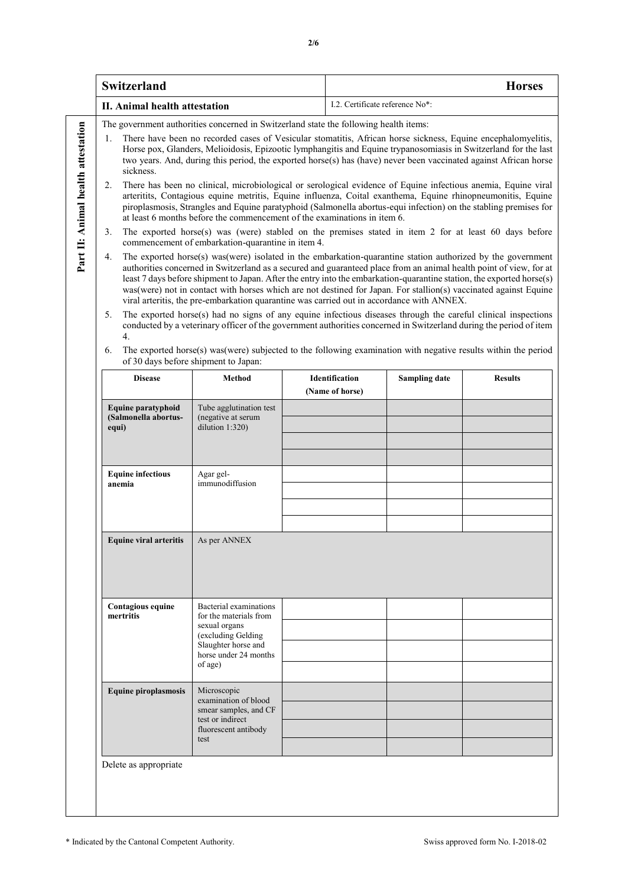| **Switzerland** | **Horses** |
|---|---|
| **II. Animal health attestation** | I.2. Certificate reference No*: |

**Part II: Animal health attestation**

The government authorities concerned in Switzerland state the following health items:

1. There have been no recorded cases of Vesicular stomatitis, African horse sickness, Equine encephalomyelitis, Horse pox, Glanders, Melioidosis, Epizootic lymphangitis and Equine trypanosomiasis in Switzerland for the last two years. And, during this period, the exported horse(s) has (have) never been vaccinated against African horse sickness.
2. There has been no clinical, microbiological or serological evidence of Equine infectious anemia, Equine viral arteritits, Contagious equine metritis, Equine influenza, Coital exanthema, Equine rhinopneumonitis, Equine piroplasmosis, Strangles and Equine paratyphoid (Salmonella abortus-equi infection) on the stabling premises for at least 6 months before the commencement of the examinations in item 6.
3. The exported horse(s) was (were) stabled on the premises stated in item 2 for at least 60 days before commencement of embarkation-quarantine in item 4.
4. The exported horse(s) was(were) isolated in the embarkation-quarantine station authorized by the government authorities concerned in Switzerland as a secured and guaranteed place from an animal health point of view, for at least 7 days before shipment to Japan. After the entry into the embarkation-quarantine station, the exported horse(s) was(were) not in contact with horses which are not destined for Japan. For stallion(s) vaccinated against Equine viral arteritis, the pre-embarkation quarantine was carried out in accordance with ANNEX.
5. The exported horse(s) had no signs of any equine infectious diseases through the careful clinical inspections conducted by a veterinary officer of the government authorities concerned in Switzerland during the period of item 4.
6. The exported horse(s) was(were) subjected to the following examination with negative results within the period of 30 days before shipment to Japan:

| Disease | Method | Identification (Name of horse) | Sampling date | Results |
|---|---|---|---|---|
| **Equine paratyphoid (Salmonella abortus-equi)** | Tube agglutination test (negative at serum dilution 1:320) | | | |
| | | | | |
| | | | | |
| | | | | |
| **Equine infectious anemia** | Agar gel-immunodiffusion | | | |
| | | | | |
| | | | | |
| | | | | |
| **Equine viral arteritis** | As per ANNEX | | | |
| **Contagious equine mertritis** | Bacterial examinations for the materials from sexual organs (excluding Gelding Slaughter horse and horse under 24 months of age) | | | |
| | | | | |
| | | | | |
| | | | | |
| **Equine piroplasmosis** | Microscopic examination of blood smear samples, and CF test or indirect fluorescent antibody test | | | |
| | | | | |
| | | | | |
| | | | | |

Delete as appropriate

\* Indicated by the Cantonal Competent Authority.

Swiss approved form No. I-2018-02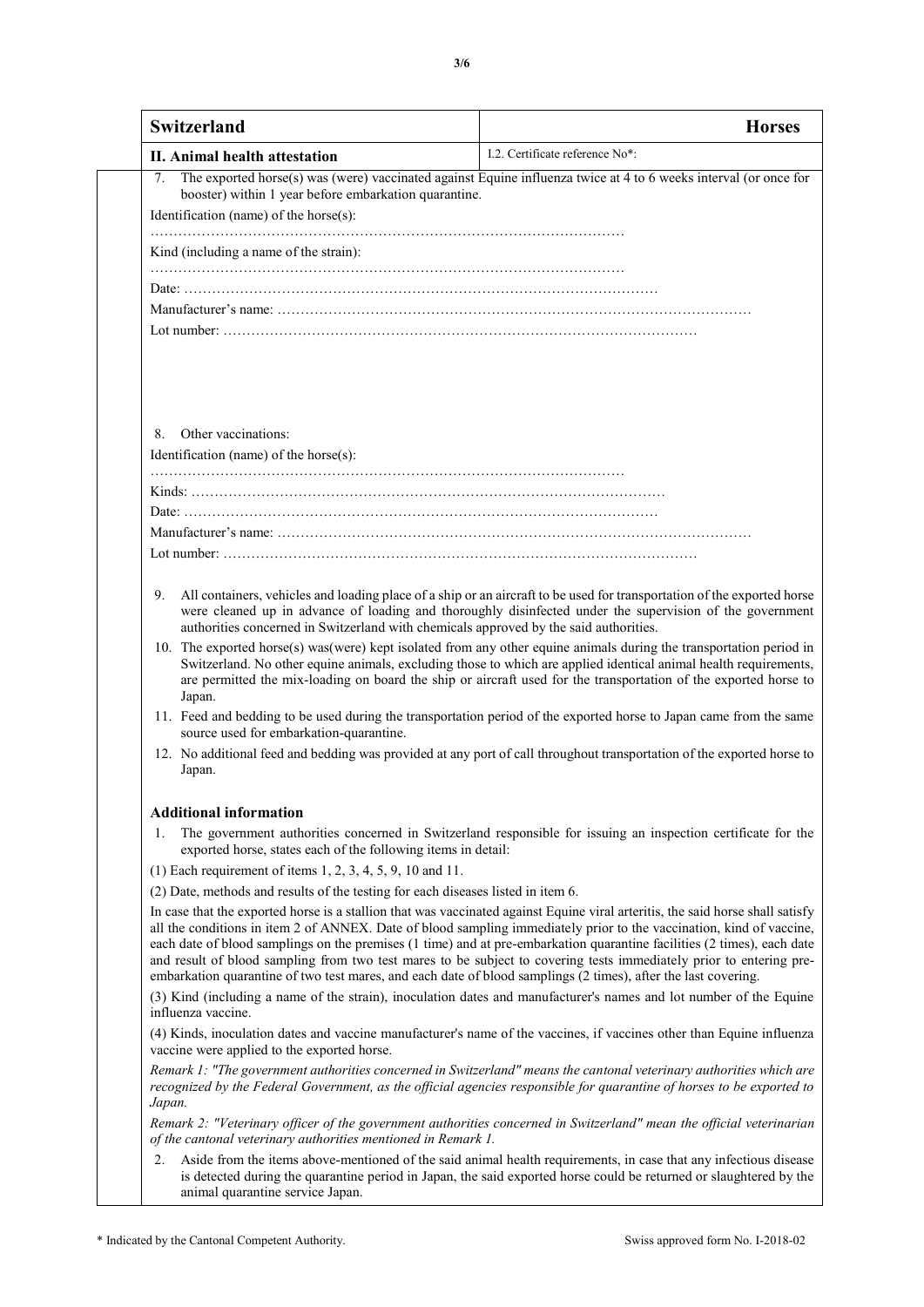| **Switzerland** | **Horses** |
|---|---|
| **II. Animal health attestation** | I.2. Certificate reference No*: |

7. The exported horse(s) was (were) vaccinated against Equine influenza twice at 4 to 6 weeks interval (or once for booster) within 1 year before embarkation quarantine.

Identification (name) of the horse(s):

…………………………………………………………………………………………

Kind (including a name of the strain):

…………………………………………………………………………………………

Date: …………………………………………………………………………………………

Manufacturer's name: …………………………………………………………………………………………

Lot number: …………………………………………………………………………………………

8. Other vaccinations:

Identification (name) of the horse(s):

…………………………………………………………………………………………

Kinds: …………………………………………………………………………………………

Date: …………………………………………………………………………………………

Manufacturer's name: …………………………………………………………………………………………

Lot number: …………………………………………………………………………………………

9. All containers, vehicles and loading place of a ship or an aircraft to be used for transportation of the exported horse were cleaned up in advance of loading and thoroughly disinfected under the supervision of the government authorities concerned in Switzerland with chemicals approved by the said authorities.
10. The exported horse(s) was(were) kept isolated from any other equine animals during the transportation period in Switzerland. No other equine animals, excluding those to which are applied identical animal health requirements, are permitted the mix-loading on board the ship or aircraft used for the transportation of the exported horse to Japan.
11. Feed and bedding to be used during the transportation period of the exported horse to Japan came from the same source used for embarkation-quarantine.
12. No additional feed and bedding was provided at any port of call throughout transportation of the exported horse to Japan.

### Additional information

1. The government authorities concerned in Switzerland responsible for issuing an inspection certificate for the exported horse, states each of the following items in detail:

(1) Each requirement of items 1, 2, 3, 4, 5, 9, 10 and 11.

(2) Date, methods and results of the testing for each diseases listed in item 6.

In case that the exported horse is a stallion that was vaccinated against Equine viral arteritis, the said horse shall satisfy all the conditions in item 2 of ANNEX. Date of blood sampling immediately prior to the vaccination, kind of vaccine, each date of blood samplings on the premises (1 time) and at pre-embarkation quarantine facilities (2 times), each date and result of blood sampling from two test mares to be subject to covering tests immediately prior to entering pre-embarkation quarantine of two test mares, and each date of blood samplings (2 times), after the last covering.

(3) Kind (including a name of the strain), inoculation dates and manufacturer's names and lot number of the Equine influenza vaccine.

(4) Kinds, inoculation dates and vaccine manufacturer's name of the vaccines, if vaccines other than Equine influenza vaccine were applied to the exported horse.

*Remark 1: "The government authorities concerned in Switzerland" means the cantonal veterinary authorities which are recognized by the Federal Government, as the official agencies responsible for quarantine of horses to be exported to Japan.*

*Remark 2: "Veterinary officer of the government authorities concerned in Switzerland" mean the official veterinarian of the cantonal veterinary authorities mentioned in Remark 1.*

2. Aside from the items above-mentioned of the said animal health requirements, in case that any infectious disease is detected during the quarantine period in Japan, the said exported horse could be returned or slaughtered by the animal quarantine service Japan.

\* Indicated by the Cantonal Competent Authority.

Swiss approved form No. I-2018-02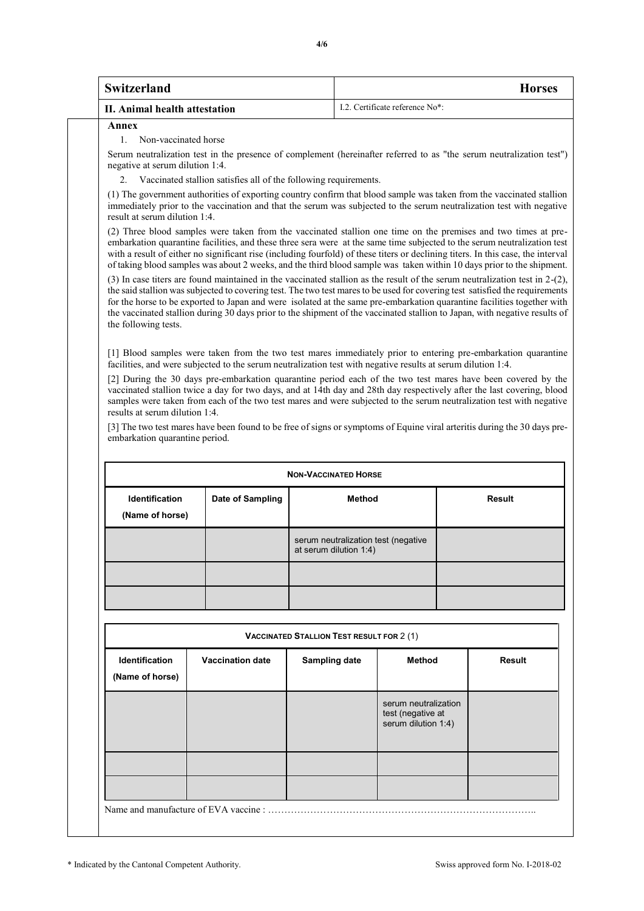| Switzerland | Horses |
| --- | --- |
| **II. Animal health attestation** | I.2. Certificate reference No*: |

**Annex**

1. Non-vaccinated horse

Serum neutralization test in the presence of complement (hereinafter referred to as "the serum neutralization test") negative at serum dilution 1:4.

2. Vaccinated stallion satisfies all of the following requirements.

(1) The government authorities of exporting country confirm that blood sample was taken from the vaccinated stallion immediately prior to the vaccination and that the serum was subjected to the serum neutralization test with negative result at serum dilution 1:4.

(2) Three blood samples were taken from the vaccinated stallion one time on the premises and two times at pre-embarkation quarantine facilities, and these three sera were at the same time subjected to the serum neutralization test with a result of either no significant rise (including fourfold) of these titers or declining titers. In this case, the interval of taking blood samples was about 2 weeks, and the third blood sample was taken within 10 days prior to the shipment.

(3) In case titers are found maintained in the vaccinated stallion as the result of the serum neutralization test in 2-(2), the said stallion was subjected to covering test. The two test mares to be used for covering test satisfied the requirements for the horse to be exported to Japan and were isolated at the same pre-embarkation quarantine facilities together with the vaccinated stallion during 30 days prior to the shipment of the vaccinated stallion to Japan, with negative results of the following tests.

[1] Blood samples were taken from the two test mares immediately prior to entering pre-embarkation quarantine facilities, and were subjected to the serum neutralization test with negative results at serum dilution 1:4.

[2] During the 30 days pre-embarkation quarantine period each of the two test mares have been covered by the vaccinated stallion twice a day for two days, and at 14th day and 28th day respectively after the last covering, blood samples were taken from each of the two test mares and were subjected to the serum neutralization test with negative results at serum dilution 1:4.

[3] The two test mares have been found to be free of signs or symptoms of Equine viral arteritis during the 30 days pre-embarkation quarantine period.

**NON-VACCINATED HORSE**

| Identification (Name of horse) | Date of Sampling | Method | Result |
| --- | --- | --- | --- |
| | | serum neutralization test (negative at serum dilution 1:4) | |
| | | | |
| | | | |

**VACCINATED STALLION TEST RESULT FOR 2 (1)**

| Identification (Name of horse) | Vaccination date | Sampling date | Method | Result |
| --- | --- | --- | --- | --- |
| | | | serum neutralization test (negative at serum dilution 1:4) | |
| | | | | |
| | | | | |

Name and manufacture of EVA vaccine : ………………………………………………………………………..

\* Indicated by the Cantonal Competent Authority.

Swiss approved form No. I-2018-02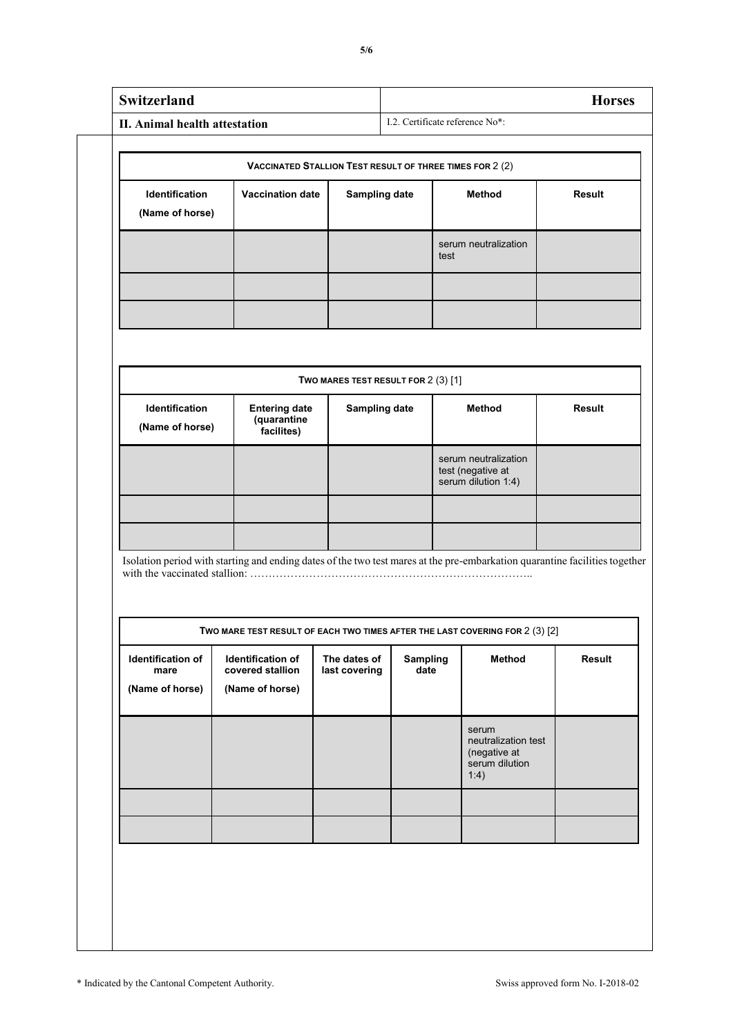| **Switzerland** | **Horses** |
|---|---|
| **II. Animal health attestation** | I.2. Certificate reference No*: |

| **VACCINATED STALLION TEST RESULT OF THREE TIMES FOR** 2 (2) | | | | |
|---|---|---|---|---|
| **Identification (Name of horse)** | **Vaccination date** | **Sampling date** | **Method** | **Result** |
| | | | serum neutralization test | |
| | | | | |
| | | | | |

| **TWO MARES TEST RESULT FOR** 2 (3) [1] | | | | |
|---|---|---|---|---|
| **Identification (Name of horse)** | **Entering date (quarantine facilites)** | **Sampling date** | **Method** | **Result** |
| | | | serum neutralization test (negative at serum dilution 1:4) | |
| | | | | |
| | | | | |

Isolation period with starting and ending dates of the two test mares at the pre-embarkation quarantine facilities together with the vaccinated stallion: …………………………………………………………………..

| **TWO MARE TEST RESULT OF EACH TWO TIMES AFTER THE LAST COVERING FOR** 2 (3) [2] | | | | | |
|---|---|---|---|---|---|
| **Identification of mare (Name of horse)** | **Identification of covered stallion (Name of horse)** | **The dates of last covering** | **Sampling date** | **Method** | **Result** |
| | | | | serum neutralization test (negative at serum dilution 1:4) | |
| | | | | | |
| | | | | | |

\* Indicated by the Cantonal Competent Authority.

Swiss approved form No. I-2018-02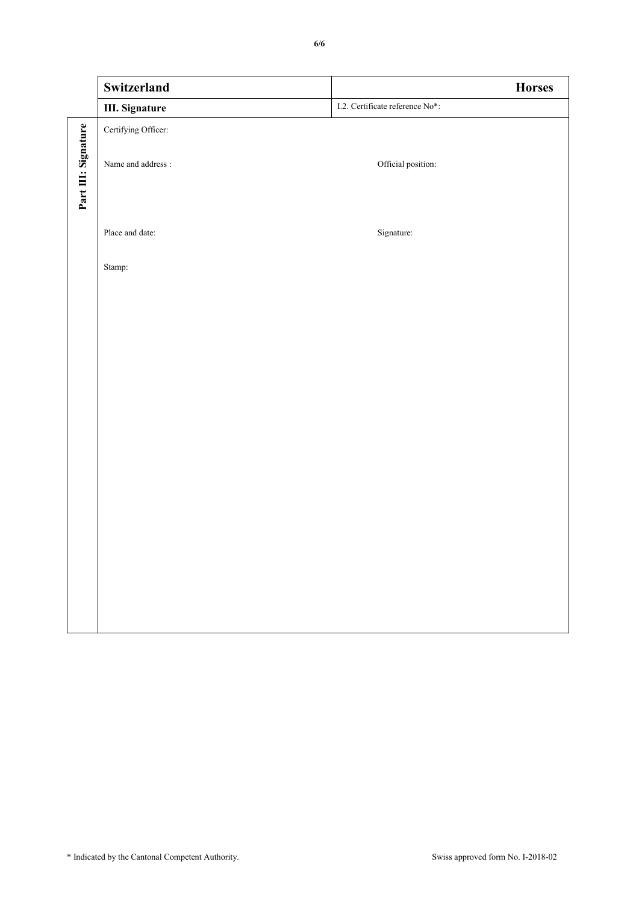| Switzerland | Horses |
| --- | --- |
| **III. Signature** | I.2. Certificate reference No*: |

**Part III: Signature**

Certifying Officer:

Name and address :

Official position:

Place and date:

Signature:

Stamp:

\* Indicated by the Cantonal Competent Authority.

Swiss approved form No. I-2018-02